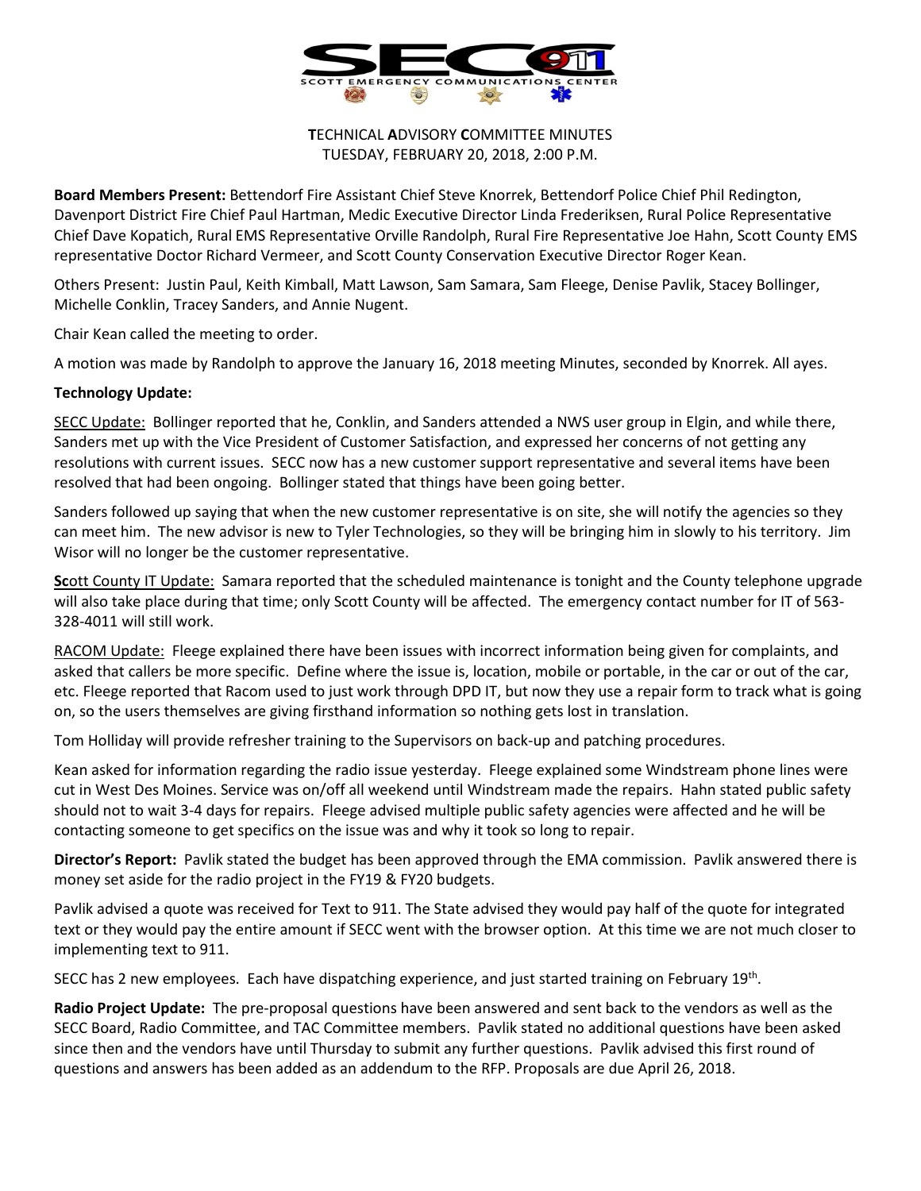# TECHNICAL ADVISORY COMMITTEE MINUTES

TUESDAY, FEBRUARY 20, 2018, 2:00 P.M.

**Board Members Present:** Bettendorf Fire Assistant Chief Steve Knorrek, Bettendorf Police Chief Phil Redington, Davenport District Fire Chief Paul Hartman, Medic Executive Director Linda Frederiksen, Rural Police Representative Chief Dave Kopatich, Rural EMS Representative Orville Randolph, Rural Fire Representative Joe Hahn, Scott County EMS representative Doctor Richard Vermeer, and Scott County Conservation Executive Director Roger Kean.

Others Present: Justin Paul, Keith Kimball, Matt Lawson, Sam Samara, Sam Fleege, Denise Pavlik, Stacey Bollinger, Michelle Conklin, Tracey Sanders, and Annie Nugent.

Chair Kean called the meeting to order.

A motion was made by Randolph to approve the January 16, 2018 meeting Minutes, seconded by Knorrek. All ayes.

**Technology Update:**

SECC Update: Bollinger reported that he, Conklin, and Sanders attended a NWS user group in Elgin, and while there, Sanders met up with the Vice President of Customer Satisfaction, and expressed her concerns of not getting any resolutions with current issues. SECC now has a new customer support representative and several items have been resolved that had been ongoing. Bollinger stated that things have been going better.

Sanders followed up saying that when the new customer representative is on site, she will notify the agencies so they can meet him. The new advisor is new to Tyler Technologies, so they will be bringing him in slowly to his territory. Jim Wisor will no longer be the customer representative.

Scott County IT Update: Samara reported that the scheduled maintenance is tonight and the County telephone upgrade will also take place during that time; only Scott County will be affected. The emergency contact number for IT of 563-328-4011 will still work.

RACOM Update: Fleege explained there have been issues with incorrect information being given for complaints, and asked that callers be more specific. Define where the issue is, location, mobile or portable, in the car or out of the car, etc. Fleege reported that Racom used to just work through DPD IT, but now they use a repair form to track what is going on, so the users themselves are giving firsthand information so nothing gets lost in translation.

Tom Holliday will provide refresher training to the Supervisors on back-up and patching procedures.

Kean asked for information regarding the radio issue yesterday. Fleege explained some Windstream phone lines were cut in West Des Moines. Service was on/off all weekend until Windstream made the repairs. Hahn stated public safety should not to wait 3-4 days for repairs. Fleege advised multiple public safety agencies were affected and he will be contacting someone to get specifics on the issue was and why it took so long to repair.

**Director's Report:** Pavlik stated the budget has been approved through the EMA commission. Pavlik answered there is money set aside for the radio project in the FY19 & FY20 budgets.

Pavlik advised a quote was received for Text to 911. The State advised they would pay half of the quote for integrated text or they would pay the entire amount if SECC went with the browser option. At this time we are not much closer to implementing text to 911.

SECC has 2 new employees. Each have dispatching experience, and just started training on February 19th.

**Radio Project Update:** The pre-proposal questions have been answered and sent back to the vendors as well as the SECC Board, Radio Committee, and TAC Committee members. Pavlik stated no additional questions have been asked since then and the vendors have until Thursday to submit any further questions. Pavlik advised this first round of questions and answers has been added as an addendum to the RFP. Proposals are due April 26, 2018.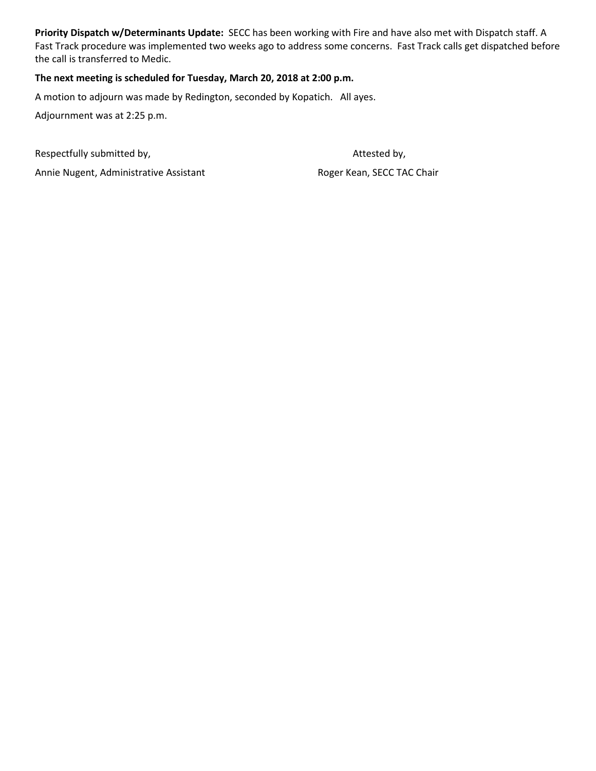**Priority Dispatch w/Determinants Update:** SECC has been working with Fire and have also met with Dispatch staff. A Fast Track procedure was implemented two weeks ago to address some concerns. Fast Track calls get dispatched before the call is transferred to Medic.

**The next meeting is scheduled for Tuesday, March 20, 2018 at 2:00 p.m.**

A motion to adjourn was made by Redington, seconded by Kopatich. All ayes.

Adjournment was at 2:25 p.m.

Respectfully submitted by,

Annie Nugent, Administrative Assistant

Attested by,

Roger Kean, SECC TAC Chair